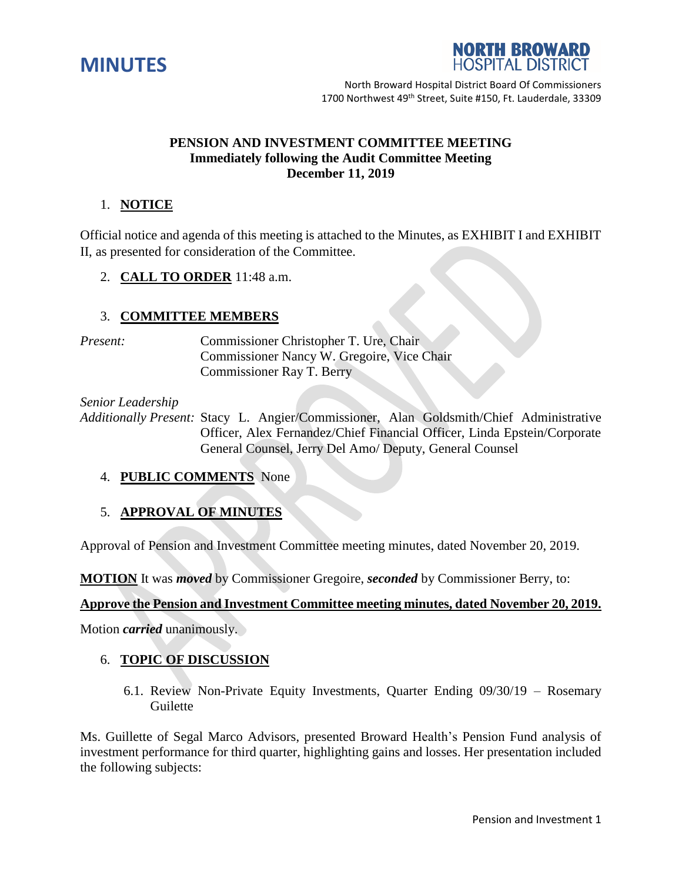# MINUTES

**NORTH BROWARD HOSPITAL DISTRICT**

North Broward Hospital District Board Of Commissioners
1700 Northwest 49th Street, Suite #150, Ft. Lauderdale, 33309

**PENSION AND INVESTMENT COMMITTEE MEETING**
**Immediately following the Audit Committee Meeting**
**December 11, 2019**

1. **NOTICE**

Official notice and agenda of this meeting is attached to the Minutes, as EXHIBIT I and EXHIBIT II, as presented for consideration of the Committee.

2. **CALL TO ORDER** 11:48 a.m.

3. **COMMITTEE MEMBERS**

*Present:* Commissioner Christopher T. Ure, Chair
Commissioner Nancy W. Gregoire, Vice Chair
Commissioner Ray T. Berry

*Senior Leadership*
*Additionally Present:* Stacy L. Angier/Commissioner, Alan Goldsmith/Chief Administrative Officer, Alex Fernandez/Chief Financial Officer, Linda Epstein/Corporate General Counsel, Jerry Del Amo/ Deputy, General Counsel

4. **PUBLIC COMMENTS** None

5. **APPROVAL OF MINUTES**

Approval of Pension and Investment Committee meeting minutes, dated November 20, 2019.

**MOTION** It was ***moved*** by Commissioner Gregoire, ***seconded*** by Commissioner Berry, to:

**Approve the Pension and Investment Committee meeting minutes, dated November 20, 2019.**

Motion ***carried*** unanimously.

6. **TOPIC OF DISCUSSION**

6.1. Review Non-Private Equity Investments, Quarter Ending 09/30/19 – Rosemary Guilette

Ms. Guillette of Segal Marco Advisors, presented Broward Health's Pension Fund analysis of investment performance for third quarter, highlighting gains and losses. Her presentation included the following subjects: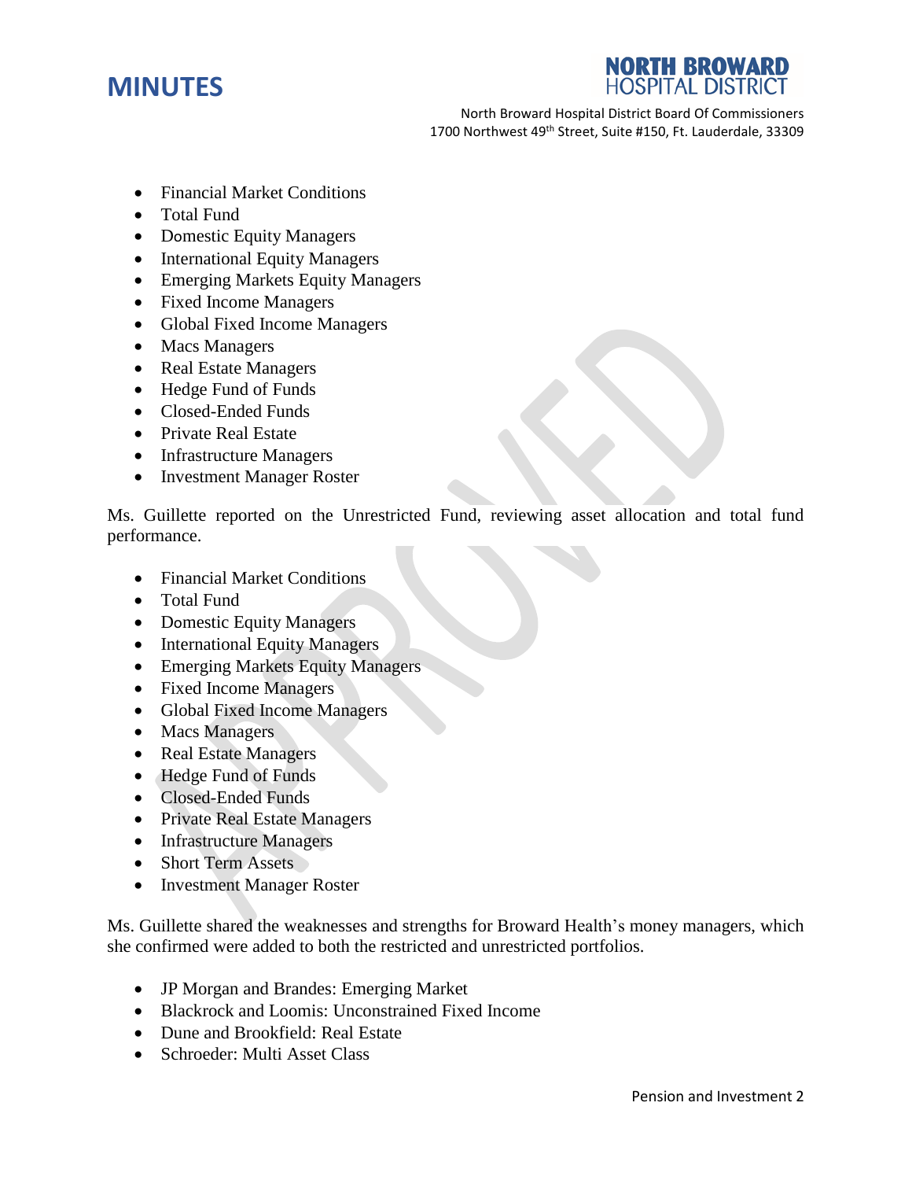- Financial Market Conditions
- Total Fund
- Domestic Equity Managers
- International Equity Managers
- Emerging Markets Equity Managers
- Fixed Income Managers
- Global Fixed Income Managers
- Macs Managers
- Real Estate Managers
- Hedge Fund of Funds
- Closed-Ended Funds
- Private Real Estate
- Infrastructure Managers
- Investment Manager Roster

Ms. Guillette reported on the Unrestricted Fund, reviewing asset allocation and total fund performance.

- Financial Market Conditions
- Total Fund
- Domestic Equity Managers
- International Equity Managers
- Emerging Markets Equity Managers
- Fixed Income Managers
- Global Fixed Income Managers
- Macs Managers
- Real Estate Managers
- Hedge Fund of Funds
- Closed-Ended Funds
- Private Real Estate Managers
- Infrastructure Managers
- Short Term Assets
- Investment Manager Roster

Ms. Guillette shared the weaknesses and strengths for Broward Health's money managers, which she confirmed were added to both the restricted and unrestricted portfolios.

- JP Morgan and Brandes: Emerging Market
- Blackrock and Loomis: Unconstrained Fixed Income
- Dune and Brookfield: Real Estate
- Schroeder: Multi Asset Class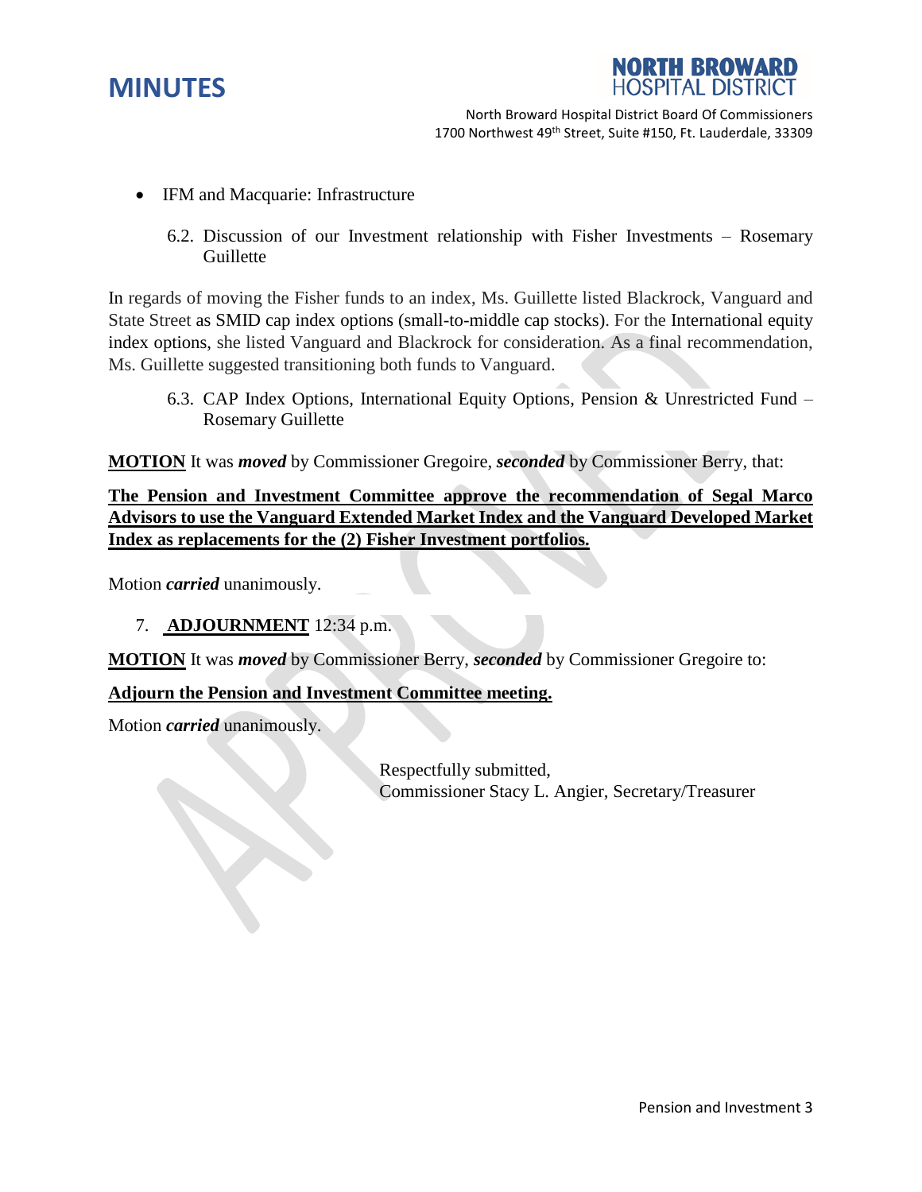- IFM and Macquarie: Infrastructure

6.2. Discussion of our Investment relationship with Fisher Investments – Rosemary Guillette

In regards of moving the Fisher funds to an index, Ms. Guillette listed Blackrock, Vanguard and State Street as SMID cap index options (small-to-middle cap stocks). For the International equity index options, she listed Vanguard and Blackrock for consideration. As a final recommendation, Ms. Guillette suggested transitioning both funds to Vanguard.

6.3. CAP Index Options, International Equity Options, Pension & Unrestricted Fund – Rosemary Guillette

**MOTION** It was ***moved*** by Commissioner Gregoire, ***seconded*** by Commissioner Berry, that:

**The Pension and Investment Committee approve the recommendation of Segal Marco Advisors to use the Vanguard Extended Market Index and the Vanguard Developed Market Index as replacements for the (2) Fisher Investment portfolios.**

Motion ***carried*** unanimously.

7. **ADJOURNMENT** 12:34 p.m.

**MOTION** It was ***moved*** by Commissioner Berry, ***seconded*** by Commissioner Gregoire to:

**Adjourn the Pension and Investment Committee meeting.**

Motion ***carried*** unanimously.

Respectfully submitted,
Commissioner Stacy L. Angier, Secretary/Treasurer